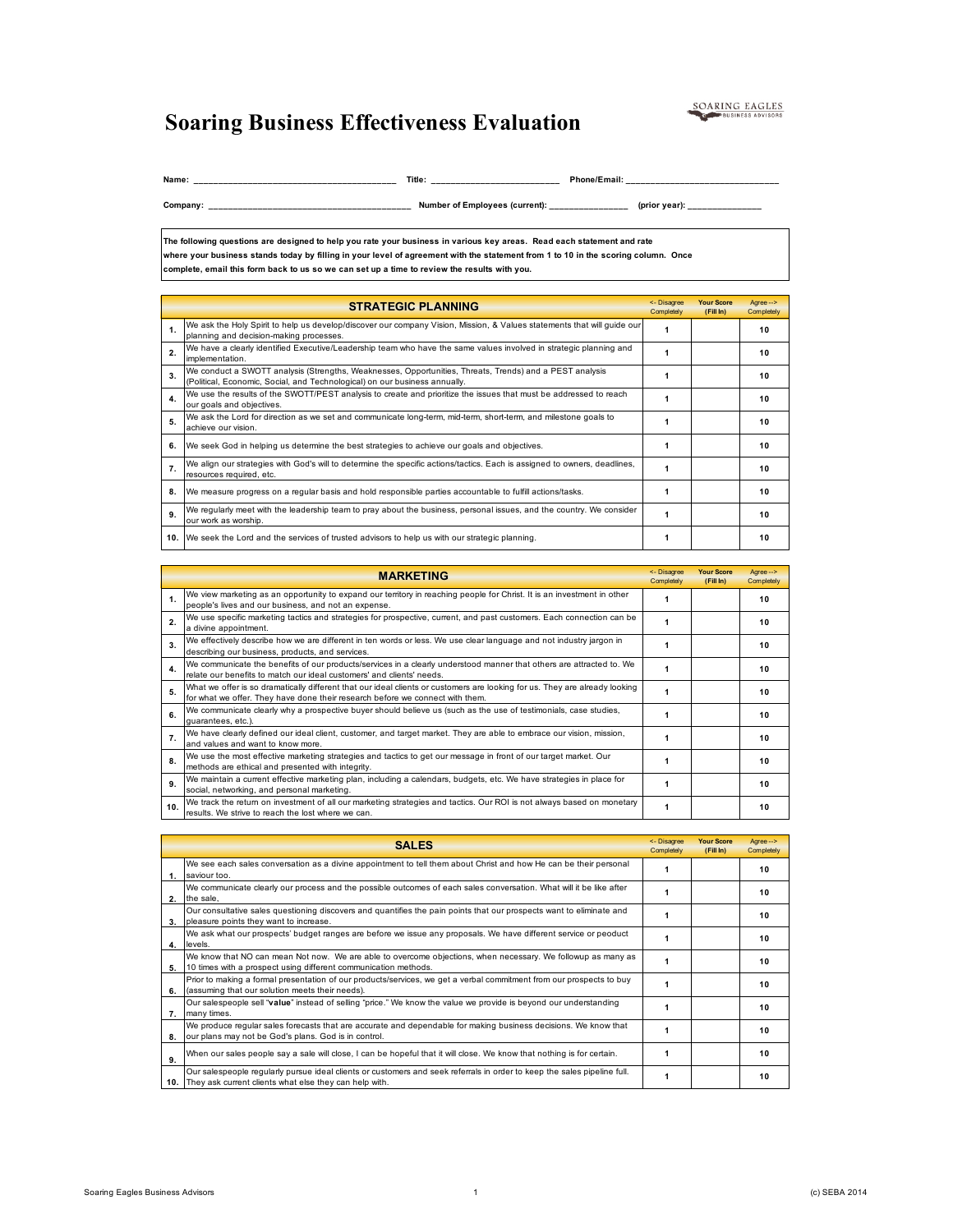# Soaring Business Effectiveness Evaluation

**Name:** ________________________________________ **Title:** __________________________ **Phone/Email:** ______________________________

**Company:** ________________________________________ **Number of Employees (current):** ________________ **(prior year):** _______________

**The following questions are designed to help you rate your business in various key areas. Read each statement and rate where your business stands today by filling in your level of agreement with the statement from 1 to 10 in the scoring column. Once complete, email this form back to us so we can set up a time to review the results with you.**

| | STRATEGIC PLANNING | <- Disagree Completely | Your Score (Fill In) | Agree --> Completely |
|---|---|---|---|---|
| 1. | We ask the Holy Spirit to help us develop/discover our company Vision, Mission, & Values statements that will guide our planning and decision-making processes. | 1 | | 10 |
| 2. | We have a clearly identified Executive/Leadership team who have the same values involved in strategic planning and implementation. | 1 | | 10 |
| 3. | We conduct a SWOTT analysis (Strengths, Weaknesses, Opportunities, Threats, Trends) and a PEST analysis (Political, Economic, Social, and Technological) on our business annually. | 1 | | 10 |
| 4. | We use the results of the SWOTT/PEST analysis to create and prioritize the issues that must be addressed to reach our goals and objectives. | 1 | | 10 |
| 5. | We ask the Lord for direction as we set and communicate long-term, mid-term, short-term, and milestone goals to achieve our vision. | 1 | | 10 |
| 6. | We seek God in helping us determine the best strategies to achieve our goals and objectives. | 1 | | 10 |
| 7. | We align our strategies with God's will to determine the specific actions/tactics. Each is assigned to owners, deadlines, resources required, etc. | 1 | | 10 |
| 8. | We measure progress on a regular basis and hold responsible parties accountable to fulfill actions/tasks. | 1 | | 10 |
| 9. | We regularly meet with the leadership team to pray about the business, personal issues, and the country. We consider our work as worship. | 1 | | 10 |
| 10. | We seek the Lord and the services of trusted advisors to help us with our strategic planning. | 1 | | 10 |

| | MARKETING | <- Disagree Completely | Your Score (Fill In) | Agree --> Completely |
|---|---|---|---|---|
| 1. | We view marketing as an opportunity to expand our territory in reaching people for Christ. It is an investment in other people's lives and our business, and not an expense. | 1 | | 10 |
| 2. | We use specific marketing tactics and strategies for prospective, current, and past customers. Each connection can be a divine appointment. | 1 | | 10 |
| 3. | We effectively describe how we are different in ten words or less. We use clear language and not industry jargon in describing our business, products, and services. | 1 | | 10 |
| 4. | We communicate the benefits of our products/services in a clearly understood manner that others are attracted to. We relate our benefits to match our ideal customers' and clients' needs. | 1 | | 10 |
| 5. | What we offer is so dramatically different that our ideal clients or customers are looking for us. They are already looking for what we offer. They have done their research before we connect with them. | 1 | | 10 |
| 6. | We communicate clearly why a prospective buyer should believe us (such as the use of testimonials, case studies, guarantees, etc.). | 1 | | 10 |
| 7. | We have clearly defined our ideal client, customer, and target market. They are able to embrace our vision, mission, and values and want to know more. | 1 | | 10 |
| 8. | We use the most effective marketing strategies and tactics to get our message in front of our target market. Our methods are ethical and presented with integrity. | 1 | | 10 |
| 9. | We maintain a current effective marketing plan, including a calendars, budgets, etc. We have strategies in place for social, networking, and personal marketing. | 1 | | 10 |
| 10. | We track the return on investment of all our marketing strategies and tactics. Our ROI is not always based on monetary results. We strive to reach the lost where we can. | 1 | | 10 |

| | SALES | <- Disagree Completely | Your Score (Fill In) | Agree --> Completely |
|---|---|---|---|---|
| 1. | We see each sales conversation as a divine appointment to tell them about Christ and how He can be their personal saviour too. | 1 | | 10 |
| 2. | We communicate clearly our process and the possible outcomes of each sales conversation. What will it be like after the sale, | 1 | | 10 |
| 3. | Our consultative sales questioning discovers and quantifies the pain points that our prospects want to eliminate and pleasure points they want to increase. | 1 | | 10 |
| 4. | We ask what our prospects' budget ranges are before we issue any proposals. We have different service or peoduct levels. | 1 | | 10 |
| 5. | We know that NO can mean Not now. We are able to overcome objections, when necessary. We followup as many as 10 times with a prospect using different communication methods. | 1 | | 10 |
| 6. | Prior to making a formal presentation of our products/services, we get a verbal commitment from our prospects to buy (assuming that our solution meets their needs). | 1 | | 10 |
| 7. | Our salespeople sell "**value**" instead of selling "price." We know the value we provide is beyond our understanding many times. | 1 | | 10 |
| 8. | We produce regular sales forecasts that are accurate and dependable for making business decisions. We know that our plans may not be God's plans. God is in control. | 1 | | 10 |
| 9. | When our sales people say a sale will close, I can be hopeful that it will close. We know that nothing is for certain. | 1 | | 10 |
| 10. | Our salespeople regularly pursue ideal clients or customers and seek referrals in order to keep the sales pipeline full. They ask current clients what else they can help with. | 1 | | 10 |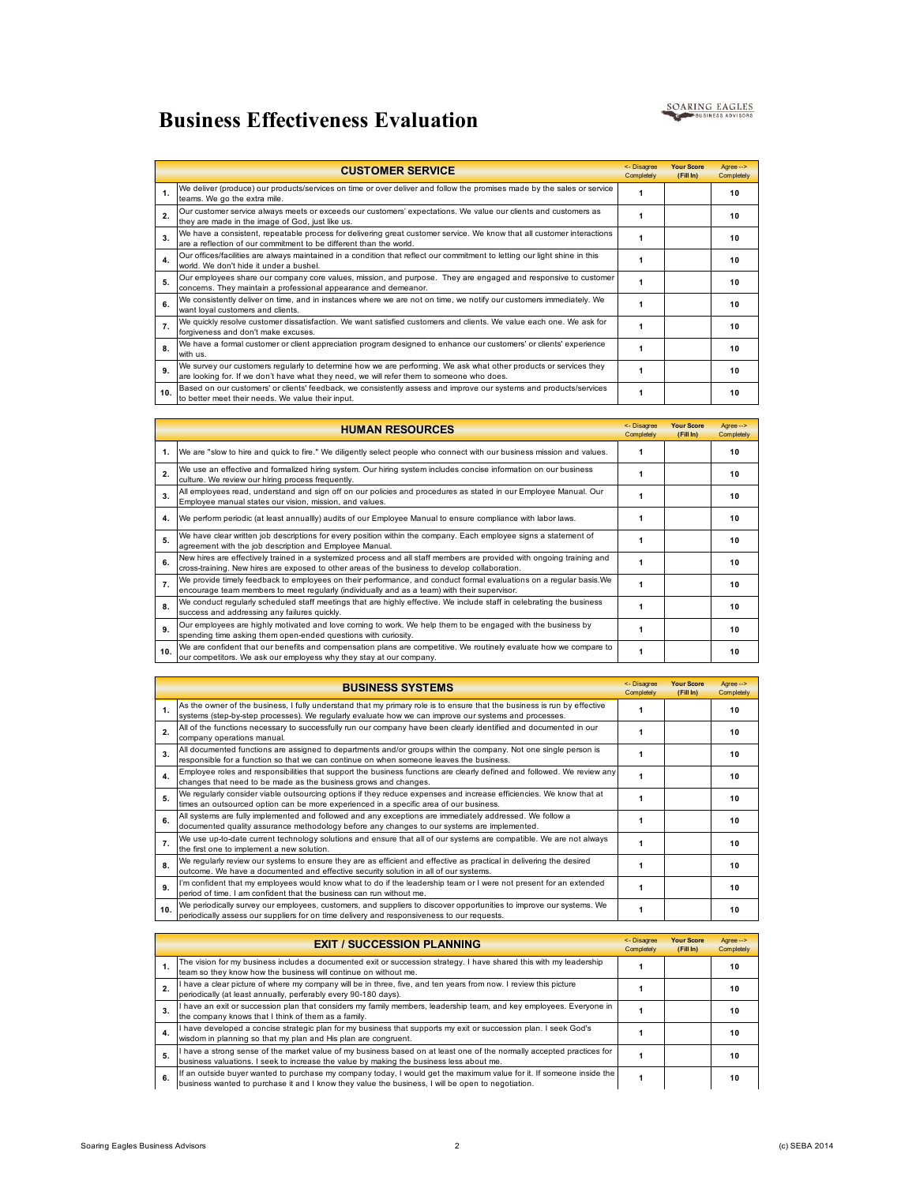# Business Effectiveness Evaluation

SOARING EAGLES BUSINESS ADVISORS

| | CUSTOMER SERVICE | <- Disagree Completely | Your Score (Fill In) | Agree --> Completely |
|---|---|---|---|---|
| 1. | We deliver (produce) our products/services on time or over deliver and follow the promises made by the sales or service teams. We go the extra mile. | 1 | | 10 |
| 2. | Our customer service always meets or exceeds our customers' expectations. We value our clients and customers as they are made in the image of God, just like us. | 1 | | 10 |
| 3. | We have a consistent, repeatable process for delivering great customer service. We know that all customer interactions are a reflection of our commitment to be different than the world. | 1 | | 10 |
| 4. | Our offices/facilities are always maintained in a condition that reflect our commitment to letting our light shine in this world. We don't hide it under a bushel. | 1 | | 10 |
| 5. | Our employees share our company core values, mission, and purpose. They are engaged and responsive to customer concerns. They maintain a professional appearance and demeanor. | 1 | | 10 |
| 6. | We consistently deliver on time, and in instances where we are not on time, we notify our customers immediately. We want loyal customers and clients. | 1 | | 10 |
| 7. | We quickly resolve customer dissatisfaction. We want satisfied customers and clients. We value each one. We ask for forgiveness and don't make excuses. | 1 | | 10 |
| 8. | We have a formal customer or client appreciation program designed to enhance our customers' or clients' experience with us. | 1 | | 10 |
| 9. | We survey our customers regularly to determine how we are performing. We ask what other products or services they are looking for. If we don't have what they need, we will refer them to someone who does. | 1 | | 10 |
| 10. | Based on our customers' or clients' feedback, we consistently assess and improve our systems and products/services to better meet their needs. We value their input. | 1 | | 10 |

| | HUMAN RESOURCES | <- Disagree Completely | Your Score (Fill In) | Agree --> Completely |
|---|---|---|---|---|
| 1. | We are "slow to hire and quick to fire." We diligently select people who connect with our business mission and values. | 1 | | 10 |
| 2. | We use an effective and formalized hiring system. Our hiring system includes concise information on our business culture. We review our hiring process frequently. | 1 | | 10 |
| 3. | All employees read, understand and sign off on our policies and procedures as stated in our Employee Manual. Our Employee manual states our vision, mission, and values. | 1 | | 10 |
| 4. | We perform periodic (at least annuallly) audits of our Employee Manual to ensure compliance with labor laws. | 1 | | 10 |
| 5. | We have clear written job descriptions for every position within the company. Each employee signs a statement of agreement with the job description and Employee Manual. | 1 | | 10 |
| 6. | New hires are effectively trained in a systemized process and all staff members are provided with ongoing training and cross-training. New hires are exposed to other areas of the business to develop collaboration. | 1 | | 10 |
| 7. | We provide timely feedback to employees on their performance, and conduct formal evaluations on a regular basis.We encourage team members to meet regularly (individually and as a team) with their supervisor. | 1 | | 10 |
| 8. | We conduct regularly scheduled staff meetings that are highly effective. We include staff in celebrating the business success and addressing any failures quickly. | 1 | | 10 |
| 9. | Our employees are highly motivated and love coming to work. We help them to be engaged with the business by spending time asking them open-ended questions with curiosity. | 1 | | 10 |
| 10. | We are confident that our benefits and compensation plans are competitive. We routinely evaluate how we compare to our competitors. We ask our employess why they stay at our company. | 1 | | 10 |

| | BUSINESS SYSTEMS | <- Disagree Completely | Your Score (Fill In) | Agree --> Completely |
|---|---|---|---|---|
| 1. | As the owner of the business, I fully understand that my primary role is to ensure that the business is run by effective systems (step-by-step processes). We regularly evaluate how we can improve our systems and processes. | 1 | | 10 |
| 2. | All of the functions necessary to successfully run our company have been clearly identified and documented in our company operations manual. | 1 | | 10 |
| 3. | All documented functions are assigned to departments and/or groups within the company. Not one single person is responsible for a function so that we can continue on when someone leaves the business. | 1 | | 10 |
| 4. | Employee roles and responsibilities that support the business functions are clearly defined and followed. We review any changes that need to be made as the business grows and changes. | 1 | | 10 |
| 5. | We regularly consider viable outsourcing options if they reduce expenses and increase efficiencies. We know that at times an outsourced option can be more experienced in a specific area of our business. | 1 | | 10 |
| 6. | All systems are fully implemented and followed and any exceptions are immediately addressed. We follow a documented quality assurance methodology before any changes to our systems are implemented. | 1 | | 10 |
| 7. | We use up-to-date current technology solutions and ensure that all of our systems are compatible. We are not always the first one to implement a new solution. | 1 | | 10 |
| 8. | We regularly review our systems to ensure they are as efficient and effective as practical in delivering the desired outcome. We have a documented and effective security solution in all of our systems. | 1 | | 10 |
| 9. | I'm confident that my employees would know what to do if the leadership team or I were not present for an extended period of time. I am confident that the business can run without me. | 1 | | 10 |
| 10. | We periodically survey our employees, customers, and suppliers to discover opportunities to improve our systems. We periodically assess our suppliers for on time delivery and responsiveness to our requests. | 1 | | 10 |

| | EXIT / SUCCESSION PLANNING | <- Disagree Completely | Your Score (Fill In) | Agree --> Completely |
|---|---|---|---|---|
| 1. | The vision for my business includes a documented exit or succession strategy. I have shared this with my leadership team so they know how the business will continue on without me. | 1 | | 10 |
| 2. | I have a clear picture of where my company will be in three, five, and ten years from now. I review this picture periodically (at least annually, perferably every 90-180 days). | 1 | | 10 |
| 3. | I have an exit or succession plan that considers my family members, leadership team, and key employees. Everyone in the company knows that I think of them as a family. | 1 | | 10 |
| 4. | I have developed a concise strategic plan for my business that supports my exit or succession plan. I seek God's wisdom in planning so that my plan and His plan are congruent. | 1 | | 10 |
| 5. | I have a strong sense of the market value of my business based on at least one of the normally accepted practices for business valuations. I seek to increase the value by making the business less about me. | 1 | | 10 |
| 6. | If an outside buyer wanted to purchase my company today, I would get the maximum value for it. If someone inside the business wanted to purchase it and I know they value the business, I will be open to negotiation. | 1 | | 10 |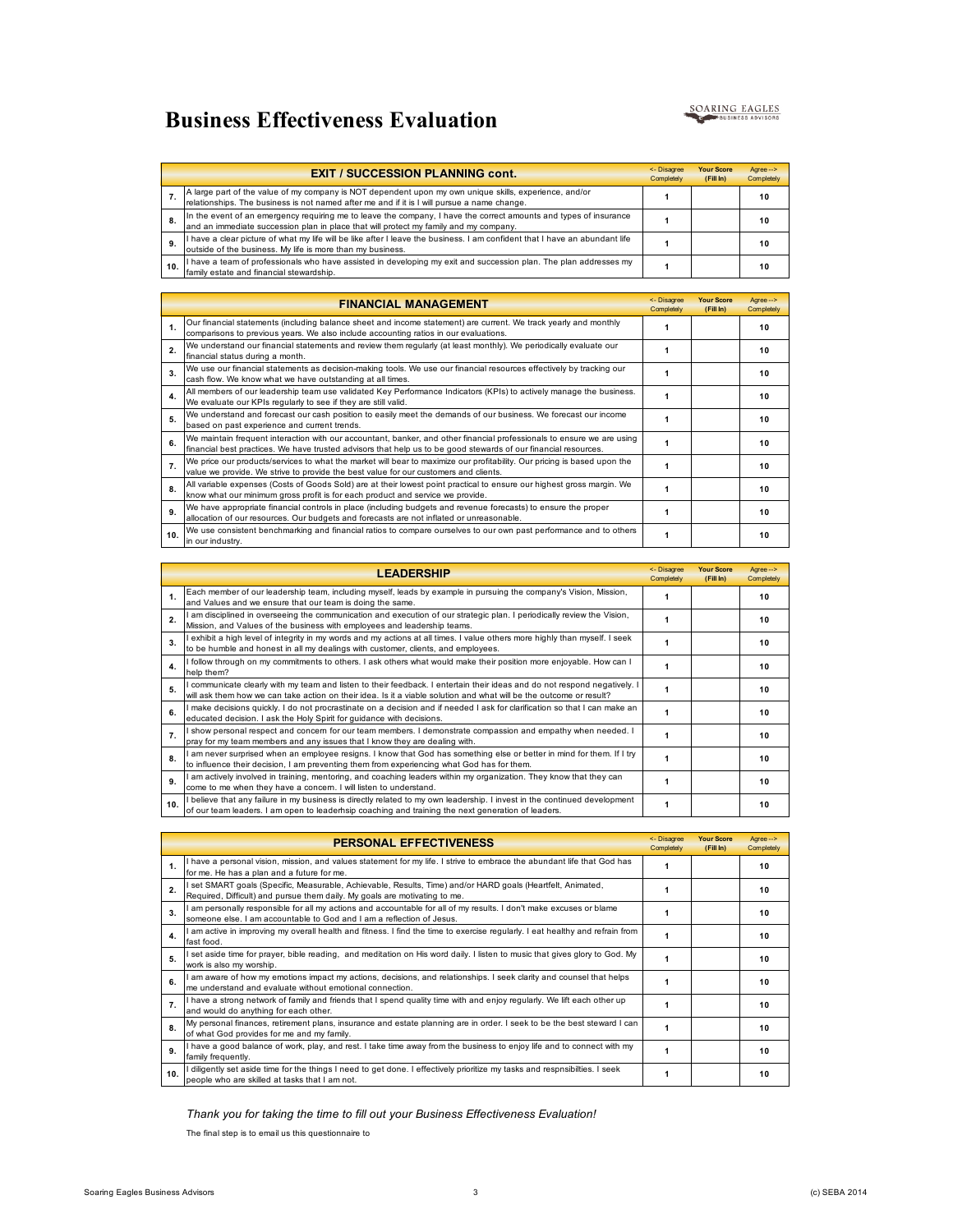# Business Effectiveness Evaluation

SOARING EAGLES BUSINESS ADVISORS

| | EXIT / SUCCESSION PLANNING cont. | <- Disagree Completely | Your Score (Fill In) | Agree --> Completely |
|---|---|---|---|---|
| 7. | A large part of the value of my company is NOT dependent upon my own unique skills, experience, and/or relationships. The business is not named after me and if it is I will pursue a name change. | 1 | | 10 |
| 8. | In the event of an emergency requiring me to leave the company, I have the correct amounts and types of insurance and an immediate succession plan in place that will protect my family and my company. | 1 | | 10 |
| 9. | I have a clear picture of what my life will be like after I leave the business. I am confident that I have an abundant life outside of the business. My life is more than my business. | 1 | | 10 |
| 10. | I have a team of professionals who have assisted in developing my exit and succession plan. The plan addresses my family estate and financial stewardship. | 1 | | 10 |

| | FINANCIAL MANAGEMENT | <- Disagree Completely | Your Score (Fill In) | Agree --> Completely |
|---|---|---|---|---|
| 1. | Our financial statements (including balance sheet and income statement) are current. We track yearly and monthly comparisons to previous years. We also include accounting ratios in our evaluations. | 1 | | 10 |
| 2. | We understand our financial statements and review them regularly (at least monthly). We periodically evaluate our financial status during a month. | 1 | | 10 |
| 3. | We use our financial statements as decision-making tools. We use our financial resources effectively by tracking our cash flow. We know what we have outstanding at all times. | 1 | | 10 |
| 4. | All members of our leadership team use validated Key Performance Indicators (KPIs) to actively manage the business. We evaluate our KPIs regularly to see if they are still valid. | 1 | | 10 |
| 5. | We understand and forecast our cash position to easily meet the demands of our business. We forecast our income based on past experience and current trends. | 1 | | 10 |
| 6. | We maintain frequent interaction with our accountant, banker, and other financial professionals to ensure we are using financial best practices. We have trusted advisors that help us to be good stewards of our financial resources. | 1 | | 10 |
| 7. | We price our products/services to what the market will bear to maximize our profitability. Our pricing is based upon the value we provide. We strive to provide the best value for our customers and clients. | 1 | | 10 |
| 8. | All variable expenses (Costs of Goods Sold) are at their lowest point practical to ensure our highest gross margin. We know what our minimum gross profit is for each product and service we provide. | 1 | | 10 |
| 9. | We have appropriate financial controls in place (including budgets and revenue forecasts) to ensure the proper allocation of our resources. Our budgets and forecasts are not inflated or unreasonable. | 1 | | 10 |
| 10. | We use consistent benchmarking and financial ratios to compare ourselves to our own past performance and to others in our industry. | 1 | | 10 |

| | LEADERSHIP | <- Disagree Completely | Your Score (Fill In) | Agree --> Completely |
|---|---|---|---|---|
| 1. | Each member of our leadership team, including myself, leads by example in pursuing the company's Vision, Mission, and Values and we ensure that our team is doing the same. | 1 | | 10 |
| 2. | I am disciplined in overseeing the communication and execution of our strategic plan. I periodically review the Vision, Mission, and Values of the business with employees and leadership teams. | 1 | | 10 |
| 3. | I exhibit a high level of integrity in my words and my actions at all times. I value others more highly than myself. I seek to be humble and honest in all my dealings with customer, clients, and employees. | 1 | | 10 |
| 4. | I follow through on my commitments to others. I ask others what would make their position more enjoyable. How can I help them? | 1 | | 10 |
| 5. | I communicate clearly with my team and listen to their feedback. I entertain their ideas and do not respond negatively. I will ask them how we can take action on their idea. Is it a viable solution and what will be the outcome or result? | 1 | | 10 |
| 6. | I make decisions quickly. I do not procrastinate on a decision and if needed I ask for clarification so that I can make an educated decision. I ask the Holy Spirit for guidance with decisions. | 1 | | 10 |
| 7. | I show personal respect and concern for our team members. I demonstrate compassion and empathy when needed. I pray for my team members and any issues that I know they are dealing with. | 1 | | 10 |
| 8. | I am never surprised when an employee resigns. I know that God has something else or better in mind for them. If I try to influence their decision, I am preventing them from experiencing what God has for them. | 1 | | 10 |
| 9. | I am actively involved in training, mentoring, and coaching leaders within my organization. They know that they can come to me when they have a concern. I will listen to understand. | 1 | | 10 |
| 10. | I believe that any failure in my business is directly related to my own leadership. I invest in the continued development of our team leaders. I am open to leaderhsip coaching and training the next generation of leaders. | 1 | | 10 |

| | PERSONAL EFFECTIVENESS | <- Disagree Completely | Your Score (Fill In) | Agree --> Completely |
|---|---|---|---|---|
| 1. | I have a personal vision, mission, and values statement for my life. I strive to embrace the abundant life that God has for me. He has a plan and a future for me. | 1 | | 10 |
| 2. | I set SMART goals (Specific, Measurable, Achievable, Results, Time) and/or HARD goals (Heartfelt, Animated, Required, Difficult) and pursue them daily. My goals are motivating to me. | 1 | | 10 |
| 3. | I am personally responsible for all my actions and accountable for all of my results. I don't make excuses or blame someone else. I am accountable to God and I am a reflection of Jesus. | 1 | | 10 |
| 4. | I am active in improving my overall health and fitness. I find the time to exercise regularly. I eat healthy and refrain from fast food. | 1 | | 10 |
| 5. | I set aside time for prayer, bible reading, and meditation on His word daily. I listen to music that gives glory to God. My work is also my worship. | 1 | | 10 |
| 6. | I am aware of how my emotions impact my actions, decisions, and relationships. I seek clarity and counsel that helps me understand and evaluate without emotional connection. | 1 | | 10 |
| 7. | I have a strong network of family and friends that I spend quality time with and enjoy regularly. We lift each other up and would do anything for each other. | 1 | | 10 |
| 8. | My personal finances, retirement plans, insurance and estate planning are in order. I seek to be the best steward I can of what God provides for me and my family. | 1 | | 10 |
| 9. | I have a good balance of work, play, and rest. I take time away from the business to enjoy life and to connect with my family frequently. | 1 | | 10 |
| 10. | I diligently set aside time for the things I need to get done. I effectively prioritize my tasks and respnsibilties. I seek people who are skilled at tasks that I am not. | 1 | | 10 |

*Thank you for taking the time to fill out your Business Effectiveness Evaluation!*

The final step is to email us this questionnaire to